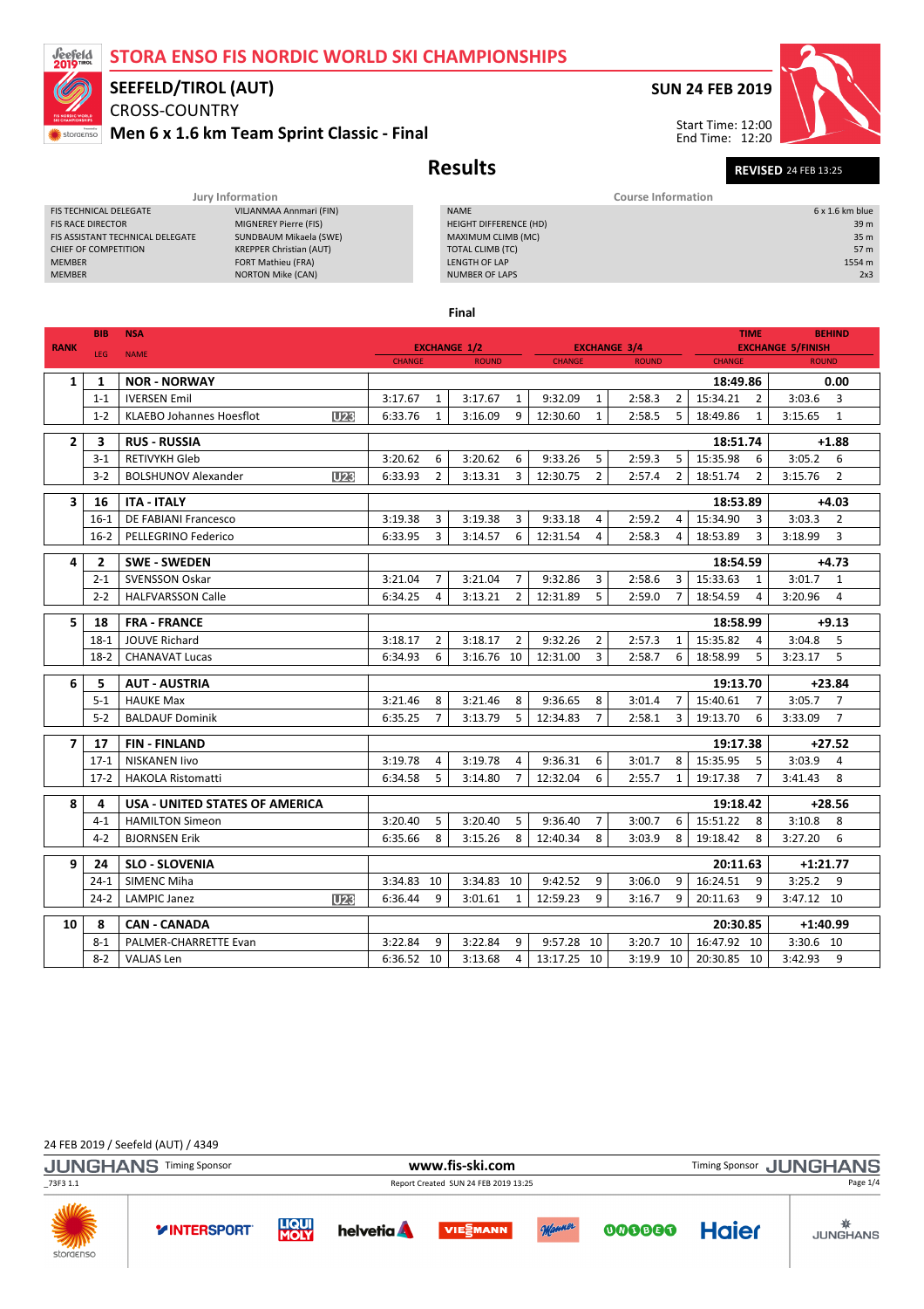# STORA ENSO FIS NORDIC WORLD SKI CHAMPIONSHIPS

## SEEFELD/TIROL (AUT)

CROSS-COUNTRY

## Men 6 x 1.6 km Team Sprint Classic - Final

**SUN 24 FEB 2019**

Start Time: 12:00
End Time: 12:20

# Results

**REVISED** 24 FEB 13:25

| Jury Information | |
|---|---|
| FIS TECHNICAL DELEGATE | VIIJANMAA Annmari (FIN) |
| FIS RACE DIRECTOR | MIGNEREY Pierre (FIS) |
| FIS ASSISTANT TECHNICAL DELEGATE | SUNDBAUM Mikaela (SWE) |
| CHIEF OF COMPETITION | KREPPER Christian (AUT) |
| MEMBER | FORT Mathieu (FRA) |
| MEMBER | NORTON Mike (CAN) |

| Course Information | |
|---|---|
| NAME | 6 x 1.6 km blue |
| HEIGHT DIFFERENCE (HD) | 39 m |
| MAXIMUM CLIMB (MC) | 35 m |
| TOTAL CLIMB (TC) | 57 m |
| LENGTH OF LAP | 1554 m |
| NUMBER OF LAPS | 2x3 |

### Final

| RANK | BIB / LEG | NSA / NAME | | EXCHANGE 1/2 CHANGE | | EXCHANGE 1/2 ROUND | | EXCHANGE 3/4 CHANGE | | EXCHANGE 3/4 ROUND | | TIME / EXCHANGE 5/FINISH CHANGE | | BEHIND / EXCHANGE 5/FINISH ROUND | |
|---|---|---|---|---|---|---|---|---|---|---|---|---|---|---|---|
| 1 | 1 | NOR - NORWAY | | | | | | | | | | 18:49.86 | | 0.00 | |
| | 1-1 | IVERSEN Emil | | 3:17.67 | 1 | 3:17.67 | 1 | 9:32.09 | 1 | 2:58.3 | 2 | 15:34.21 | 2 | 3:03.6 | 3 |
| | 1-2 | KLAEBO Johannes Hoesflot | U23 | 6:33.76 | 1 | 3:16.09 | 9 | 12:30.60 | 1 | 2:58.5 | 5 | 18:49.86 | 1 | 3:15.65 | 1 |
| 2 | 3 | RUS - RUSSIA | | | | | | | | | | 18:51.74 | | +1.88 | |
| | 3-1 | RETIVYKH Gleb | | 3:20.62 | 6 | 3:20.62 | 6 | 9:33.26 | 5 | 2:59.3 | 5 | 15:35.98 | 6 | 3:05.2 | 6 |
| | 3-2 | BOLSHUNOV Alexander | U23 | 6:33.93 | 2 | 3:13.31 | 3 | 12:30.75 | 2 | 2:57.4 | 2 | 18:51.74 | 2 | 3:15.76 | 2 |
| 3 | 16 | ITA - ITALY | | | | | | | | | | 18:53.89 | | +4.03 | |
| | 16-1 | DE FABIANI Francesco | | 3:19.38 | 3 | 3:19.38 | 3 | 9:33.18 | 4 | 2:59.2 | 4 | 15:34.90 | 3 | 3:03.3 | 2 |
| | 16-2 | PELLEGRINO Federico | | 6:33.95 | 3 | 3:14.57 | 6 | 12:31.54 | 4 | 2:58.3 | 4 | 18:53.89 | 3 | 3:18.99 | 3 |
| 4 | 2 | SWE - SWEDEN | | | | | | | | | | 18:54.59 | | +4.73 | |
| | 2-1 | SVENSSON Oskar | | 3:21.04 | 7 | 3:21.04 | 7 | 9:32.86 | 3 | 2:58.6 | 3 | 15:33.63 | 1 | 3:01.7 | 1 |
| | 2-2 | HALFVARSSON Calle | | 6:34.25 | 4 | 3:13.21 | 2 | 12:31.89 | 5 | 2:59.0 | 7 | 18:54.59 | 4 | 3:20.96 | 4 |
| 5 | 18 | FRA - FRANCE | | | | | | | | | | 18:58.99 | | +9.13 | |
| | 18-1 | JOUVE Richard | | 3:18.17 | 2 | 3:18.17 | 2 | 9:32.26 | 2 | 2:57.3 | 1 | 15:35.82 | 4 | 3:04.8 | 5 |
| | 18-2 | CHANAVAT Lucas | | 6:34.93 | 6 | 3:16.76 | 10 | 12:31.00 | 3 | 2:58.7 | 6 | 18:58.99 | 5 | 3:23.17 | 5 |
| 6 | 5 | AUT - AUSTRIA | | | | | | | | | | 19:13.70 | | +23.84 | |
| | 5-1 | HAUKE Max | | 3:21.46 | 8 | 3:21.46 | 8 | 9:36.65 | 8 | 3:01.4 | 7 | 15:40.61 | 7 | 3:05.7 | 7 |
| | 5-2 | BALDAUF Dominik | | 6:35.25 | 7 | 3:13.79 | 5 | 12:34.83 | 7 | 2:58.1 | 3 | 19:13.70 | 6 | 3:33.09 | 7 |
| 7 | 17 | FIN - FINLAND | | | | | | | | | | 19:17.38 | | +27.52 | |
| | 17-1 | NISKANEN Iivo | | 3:19.78 | 4 | 3:19.78 | 4 | 9:36.31 | 6 | 3:01.7 | 8 | 15:35.95 | 5 | 3:03.9 | 4 |
| | 17-2 | HAKOLA Ristomatti | | 6:34.58 | 5 | 3:14.80 | 7 | 12:32.04 | 6 | 2:55.7 | 1 | 19:17.38 | 7 | 3:41.43 | 8 |
| 8 | 4 | USA - UNITED STATES OF AMERICA | | | | | | | | | | 19:18.42 | | +28.56 | |
| | 4-1 | HAMILTON Simeon | | 3:20.40 | 5 | 3:20.40 | 5 | 9:36.40 | 7 | 3:00.7 | 6 | 15:51.22 | 8 | 3:10.8 | 8 |
| | 4-2 | BJORNSEN Erik | | 6:35.66 | 8 | 3:15.26 | 8 | 12:40.34 | 8 | 3:03.9 | 8 | 19:18.42 | 8 | 3:27.20 | 6 |
| 9 | 24 | SLO - SLOVENIA | | | | | | | | | | 20:11.63 | | +1:21.77 | |
| | 24-1 | SIMENC Miha | | 3:34.83 | 10 | 3:34.83 | 10 | 9:42.52 | 9 | 3:06.0 | 9 | 16:24.51 | 9 | 3:25.2 | 9 |
| | 24-2 | LAMPIC Janez | U23 | 6:36.44 | 9 | 3:01.61 | 1 | 12:59.23 | 9 | 3:16.7 | 9 | 20:11.63 | 9 | 3:47.12 | 10 |
| 10 | 8 | CAN - CANADA | | | | | | | | | | 20:30.85 | | +1:40.99 | |
| | 8-1 | PALMER-CHARRETTE Evan | | 3:22.84 | 9 | 3:22.84 | 9 | 9:57.28 | 10 | 3:20.7 | 10 | 16:47.92 | 10 | 3:30.6 | 10 |
| | 8-2 | VALJAS Len | | 6:36.52 | 10 | 3:13.68 | 4 | 13:17.25 | 10 | 3:19.9 | 10 | 20:30.85 | 10 | 3:42.93 | 9 |

24 FEB 2019 / Seefeld (AUT) / 4349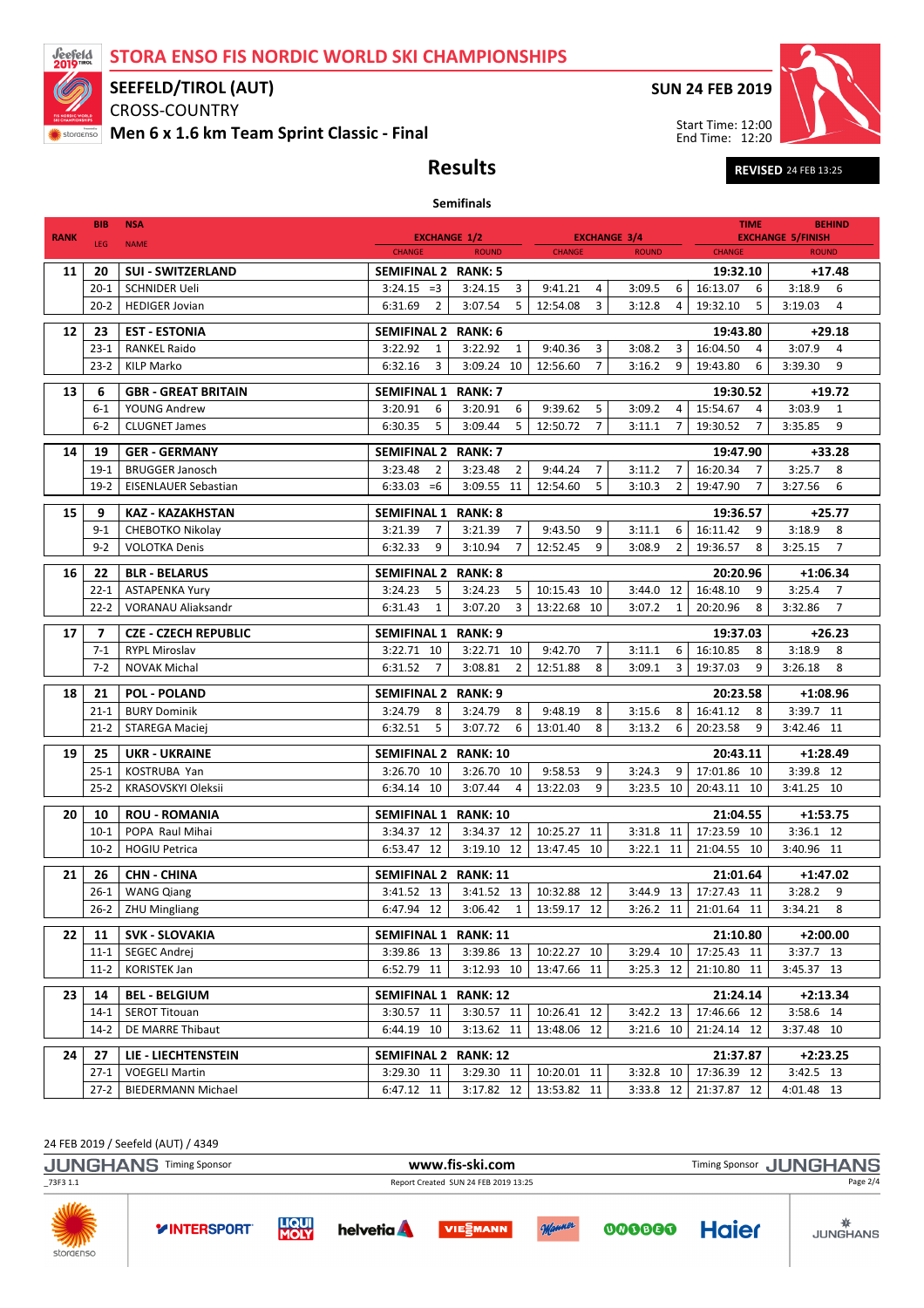# STORA ENSO FIS NORDIC WORLD SKI CHAMPIONSHIPS

**SEEFELD/TIROL (AUT)**

CROSS-COUNTRY

**Men 6 x 1.6 km Team Sprint Classic - Final**

**SUN 24 FEB 2019**

Start Time: 12:00
End Time: 12:20

## Results

**REVISED** 24 FEB 13:25

### Semifinals

| RANK | BIB / LEG | NSA / NAME | EXCHANGE 1/2 CHANGE | | EXCHANGE 1/2 ROUND | | EXCHANGE 3/4 CHANGE | | EXCHANGE 3/4 ROUND | | TIME EXCHANGE 5/FINISH CHANGE | | BEHIND ROUND | |
|---|---|---|---|---|---|---|---|---|---|---|---|---|---|---|
| 11 | 20 | SUI - SWITZERLAND | SEMIFINAL 2 | | RANK: 5 | | | | | | 19:32.10 | | +17.48 | |
| | 20-1 | SCHNIDER Ueli | 3:24.15 | =3 | 3:24.15 | 3 | 9:41.21 | 4 | 3:09.5 | 6 | 16:13.07 | 6 | 3:18.9 | 6 |
| | 20-2 | HEDIGER Jovian | 6:31.69 | 2 | 3:07.54 | 5 | 12:54.08 | 3 | 3:12.8 | 4 | 19:32.10 | 5 | 3:19.03 | 4 |
| 12 | 23 | EST - ESTONIA | SEMIFINAL 2 | | RANK: 6 | | | | | | 19:43.80 | | +29.18 | |
| | 23-1 | RANKEL Raido | 3:22.92 | 1 | 3:22.92 | 1 | 9:40.36 | 3 | 3:08.2 | 3 | 16:04.50 | 4 | 3:07.9 | 4 |
| | 23-2 | KILP Marko | 6:32.16 | 3 | 3:09.24 | 10 | 12:56.60 | 7 | 3:16.2 | 9 | 19:43.80 | 6 | 3:39.30 | 9 |
| 13 | 6 | GBR - GREAT BRITAIN | SEMIFINAL 1 | | RANK: 7 | | | | | | 19:30.52 | | +19.72 | |
| | 6-1 | YOUNG Andrew | 3:20.91 | 6 | 3:20.91 | 6 | 9:39.62 | 5 | 3:09.2 | 4 | 15:54.67 | 4 | 3:03.9 | 1 |
| | 6-2 | CLUGNET James | 6:30.35 | 5 | 3:09.44 | 5 | 12:50.72 | 7 | 3:11.1 | 7 | 19:30.52 | 7 | 3:35.85 | 9 |
| 14 | 19 | GER - GERMANY | SEMIFINAL 2 | | RANK: 7 | | | | | | 19:47.90 | | +33.28 | |
| | 19-1 | BRUGGER Janosch | 3:23.48 | 2 | 3:23.48 | 2 | 9:44.24 | 7 | 3:11.2 | 7 | 16:20.34 | 7 | 3:25.7 | 8 |
| | 19-2 | EISENLAUER Sebastian | 6:33.03 | =6 | 3:09.55 | 11 | 12:54.60 | 5 | 3:10.3 | 2 | 19:47.90 | 7 | 3:27.56 | 6 |
| 15 | 9 | KAZ - KAZAKHSTAN | SEMIFINAL 1 | | RANK: 8 | | | | | | 19:36.57 | | +25.77 | |
| | 9-1 | CHEBOTKO Nikolay | 3:21.39 | 7 | 3:21.39 | 7 | 9:43.50 | 9 | 3:11.1 | 6 | 16:11.42 | 9 | 3:18.9 | 8 |
| | 9-2 | VOLOTKA Denis | 6:32.33 | 9 | 3:10.94 | 7 | 12:52.45 | 9 | 3:08.9 | 2 | 19:36.57 | 8 | 3:25.15 | 7 |
| 16 | 22 | BLR - BELARUS | SEMIFINAL 2 | | RANK: 8 | | | | | | 20:20.96 | | +1:06.34 | |
| | 22-1 | ASTAPENKA Yury | 3:24.23 | 5 | 3:24.23 | 5 | 10:15.43 | 10 | 3:44.0 | 12 | 16:48.10 | 9 | 3:25.4 | 7 |
| | 22-2 | VORANAU Aliaksandr | 6:31.43 | 1 | 3:07.20 | 3 | 13:22.68 | 10 | 3:07.2 | 1 | 20:20.96 | 8 | 3:32.86 | 7 |
| 17 | 7 | CZE - CZECH REPUBLIC | SEMIFINAL 1 | | RANK: 9 | | | | | | 19:37.03 | | +26.23 | |
| | 7-1 | RYPL Miroslav | 3:22.71 | 10 | 3:22.71 | 10 | 9:42.70 | 7 | 3:11.1 | 6 | 16:10.85 | 8 | 3:18.9 | 8 |
| | 7-2 | NOVAK Michal | 6:31.52 | 7 | 3:08.81 | 2 | 12:51.88 | 8 | 3:09.1 | 3 | 19:37.03 | 9 | 3:26.18 | 8 |
| 18 | 21 | POL - POLAND | SEMIFINAL 2 | | RANK: 9 | | | | | | 20:23.58 | | +1:08.96 | |
| | 21-1 | BURY Dominik | 3:24.79 | 8 | 3:24.79 | 8 | 9:48.19 | 8 | 3:15.6 | 8 | 16:41.12 | 8 | 3:39.7 | 11 |
| | 21-2 | STAREGA Maciej | 6:32.51 | 5 | 3:07.72 | 6 | 13:01.40 | 8 | 3:13.2 | 6 | 20:23.58 | 9 | 3:42.46 | 11 |
| 19 | 25 | UKR - UKRAINE | SEMIFINAL 2 | | RANK: 10 | | | | | | 20:43.11 | | +1:28.49 | |
| | 25-1 | KOSTRUBA Yan | 3:26.70 | 10 | 3:26.70 | 10 | 9:58.53 | 9 | 3:24.3 | 9 | 17:01.86 | 10 | 3:39.8 | 12 |
| | 25-2 | KRASOVSKYI Oleksii | 6:34.14 | 10 | 3:07.44 | 4 | 13:22.03 | 9 | 3:23.5 | 10 | 20:43.11 | 10 | 3:41.25 | 10 |
| 20 | 10 | ROU - ROMANIA | SEMIFINAL 1 | | RANK: 10 | | | | | | 21:04.55 | | +1:53.75 | |
| | 10-1 | POPA Raul Mihai | 3:34.37 | 12 | 3:34.37 | 12 | 10:25.27 | 11 | 3:31.8 | 11 | 17:23.59 | 10 | 3:36.1 | 12 |
| | 10-2 | HOGIU Petrica | 6:53.47 | 12 | 3:19.10 | 12 | 13:47.45 | 10 | 3:22.1 | 11 | 21:04.55 | 10 | 3:40.96 | 11 |
| 21 | 26 | CHN - CHINA | SEMIFINAL 2 | | RANK: 11 | | | | | | 21:01.64 | | +1:47.02 | |
| | 26-1 | WANG Qiang | 3:41.52 | 13 | 3:41.52 | 13 | 10:32.88 | 12 | 3:44.9 | 13 | 17:27.43 | 11 | 3:28.2 | 9 |
| | 26-2 | ZHU Mingliang | 6:47.94 | 12 | 3:06.42 | 1 | 13:59.17 | 12 | 3:26.2 | 11 | 21:01.64 | 11 | 3:34.21 | 8 |
| 22 | 11 | SVK - SLOVAKIA | SEMIFINAL 1 | | RANK: 11 | | | | | | 21:10.80 | | +2:00.00 | |
| | 11-1 | SEGEC Andrej | 3:39.86 | 13 | 3:39.86 | 13 | 10:22.27 | 10 | 3:29.4 | 10 | 17:25.43 | 11 | 3:37.7 | 13 |
| | 11-2 | KORISTEK Jan | 6:52.79 | 11 | 3:12.93 | 10 | 13:47.66 | 11 | 3:25.3 | 12 | 21:10.80 | 11 | 3:45.37 | 13 |
| 23 | 14 | BEL - BELGIUM | SEMIFINAL 1 | | RANK: 12 | | | | | | 21:24.14 | | +2:13.34 | |
| | 14-1 | SEROT Titouan | 3:30.57 | 11 | 3:30.57 | 11 | 10:26.41 | 12 | 3:42.2 | 13 | 17:46.66 | 12 | 3:58.6 | 14 |
| | 14-2 | DE MARRE Thibaut | 6:44.19 | 10 | 3:13.62 | 11 | 13:48.06 | 12 | 3:21.6 | 10 | 21:24.14 | 12 | 3:37.48 | 10 |
| 24 | 27 | LIE - LIECHTENSTEIN | SEMIFINAL 2 | | RANK: 12 | | | | | | 21:37.87 | | +2:23.25 | |
| | 27-1 | VOEGELI Martin | 3:29.30 | 11 | 3:29.30 | 11 | 10:20.01 | 11 | 3:32.8 | 10 | 17:36.39 | 12 | 3:42.5 | 13 |
| | 27-2 | BIEDERMANN Michael | 6:47.12 | 11 | 3:17.82 | 12 | 13:53.82 | 11 | 3:33.8 | 12 | 21:37.87 | 12 | 4:01.48 | 13 |

24 FEB 2019 / Seefeld (AUT) / 4349

JUNGHANS Timing Sponsor www.fis-ski.com Timing Sponsor JUNGHANS

_73F3 1.1 Report Created SUN 24 FEB 2019 13:25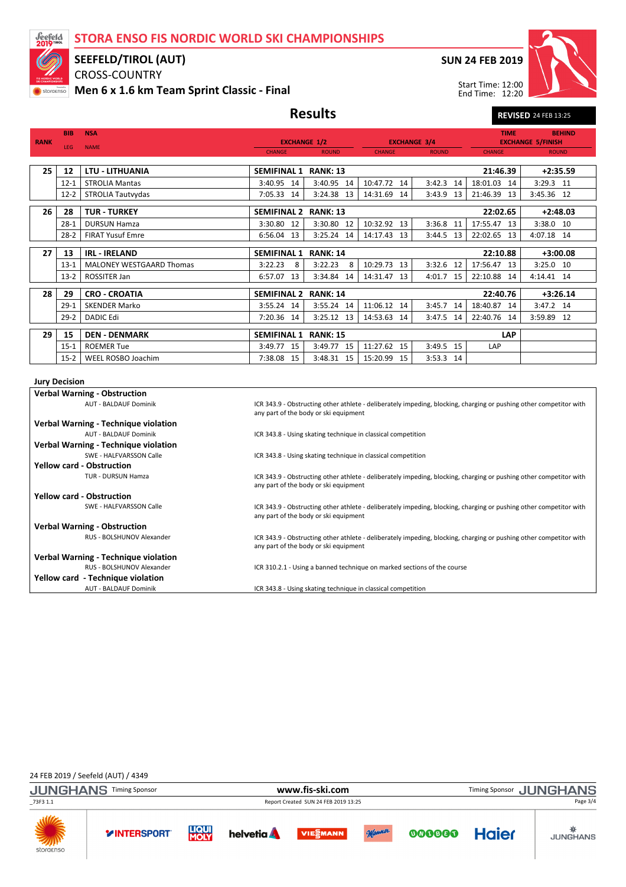# STORA ENSO FIS NORDIC WORLD SKI CHAMPIONSHIPS

## SEEFELD/TIROL (AUT)

CROSS-COUNTRY

**Men 6 x 1.6 km Team Sprint Classic - Final**

**SUN 24 FEB 2019**

Start Time: 12:00
End Time: 12:20

# Results

**REVISED** 24 FEB 13:25

| RANK | BIB / LEG | NSA / NAME | EXCHANGE 1/2 CHANGE | EXCHANGE 1/2 ROUND | EXCHANGE 3/4 CHANGE | EXCHANGE 3/4 ROUND | TIME / EXCHANGE 5/FINISH CHANGE | BEHIND / EXCHANGE 5/FINISH ROUND |
|---|---|---|---|---|---|---|---|---|
| 25 | 12 | **LTU - LITHUANIA** | **SEMIFINAL 1** | **RANK: 13** | | | **21:46.39** | **+2:35.59** |
| | 12-1 | STROLIA Mantas | 3:40.95 14 | 3:40.95 14 | 10:47.72 14 | 3:42.3 14 | 18:01.03 14 | 3:29.3 11 |
| | 12-2 | STROLIA Tautvydas | 7:05.33 14 | 3:24.38 13 | 14:31.69 14 | 3:43.9 13 | 21:46.39 13 | 3:45.36 12 |
| 26 | 28 | **TUR - TURKEY** | **SEMIFINAL 2** | **RANK: 13** | | | **22:02.65** | **+2:48.03** |
| | 28-1 | DURSUN Hamza | 3:30.80 12 | 3:30.80 12 | 10:32.92 13 | 3:36.8 11 | 17:55.47 13 | 3:38.0 10 |
| | 28-2 | FIRAT Yusuf Emre | 6:56.04 13 | 3:25.24 14 | 14:17.43 13 | 3:44.5 13 | 22:02.65 13 | 4:07.18 14 |
| 27 | 13 | **IRL - IRELAND** | **SEMIFINAL 1** | **RANK: 14** | | | **22:10.88** | **+3:00.08** |
| | 13-1 | MALONEY WESTGAARD Thomas | 3:22.23 8 | 3:22.23 8 | 10:29.73 13 | 3:32.6 12 | 17:56.47 13 | 3:25.0 10 |
| | 13-2 | ROSSITER Jan | 6:57.07 13 | 3:34.84 14 | 14:31.47 13 | 4:01.7 15 | 22:10.88 14 | 4:14.41 14 |
| 28 | 29 | **CRO - CROATIA** | **SEMIFINAL 2** | **RANK: 14** | | | **22:40.76** | **+3:26.14** |
| | 29-1 | SKENDER Marko | 3:55.24 14 | 3:55.24 14 | 11:06.12 14 | 3:45.7 14 | 18:40.87 14 | 3:47.2 14 |
| | 29-2 | DADIC Edi | 7:20.36 14 | 3:25.12 13 | 14:53.63 14 | 3:47.5 14 | 22:40.76 14 | 3:59.89 12 |
| 29 | 15 | **DEN - DENMARK** | **SEMIFINAL 1** | **RANK: 15** | | | **LAP** | |
| | 15-1 | ROEMER Tue | 3:49.77 15 | 3:49.77 15 | 11:27.62 15 | 3:49.5 15 | LAP | |
| | 15-2 | WEEL ROSBO Joachim | 7:38.08 15 | 3:48.31 15 | 15:20.99 15 | 3:53.3 14 | | |

### Jury Decision

| Decision / Athlete | Rule |
|---|---|
| **Verbal Warning - Obstruction** | |
| AUT - BALDAUF Dominik | ICR 343.9 - Obstructing other athlete - deliberately impeding, blocking, charging or pushing other competitor with any part of the body or ski equipment |
| **Verbal Warning - Technique violation** | |
| AUT - BALDAUF Dominik | ICR 343.8 - Using skating technique in classical competition |
| **Verbal Warning - Technique violation** | |
| SWE - HALFVARSSON Calle | ICR 343.8 - Using skating technique in classical competition |
| **Yellow card - Obstruction** | |
| TUR - DURSUN Hamza | ICR 343.9 - Obstructing other athlete - deliberately impeding, blocking, charging or pushing other competitor with any part of the body or ski equipment |
| **Yellow card - Obstruction** | |
| SWE - HALFVARSSON Calle | ICR 343.9 - Obstructing other athlete - deliberately impeding, blocking, charging or pushing other competitor with any part of the body or ski equipment |
| **Verbal Warning - Obstruction** | |
| RUS - BOLSHUNOV Alexander | ICR 343.9 - Obstructing other athlete - deliberately impeding, blocking, charging or pushing other competitor with any part of the body or ski equipment |
| **Verbal Warning - Technique violation** | |
| RUS - BOLSHUNOV Alexander | ICR 310.2.1 - Using a banned technique on marked sections of the course |
| **Yellow card - Technique violation** | |
| AUT - BALDAUF Dominik | ICR 343.8 - Using skating technique in classical competition |

24 FEB 2019 / Seefeld (AUT) / 4349

Report Created SUN 24 FEB 2019 13:25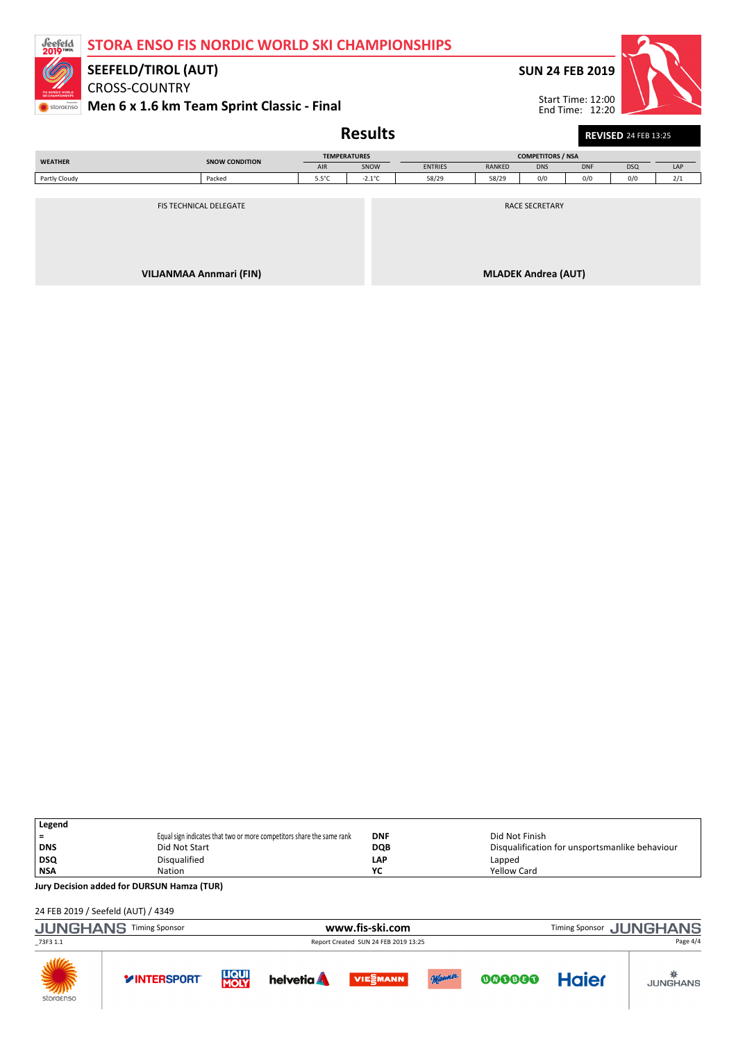# STORA ENSO FIS NORDIC WORLD SKI CHAMPIONSHIPS

## SEEFELD/TIROL (AUT)

CROSS-COUNTRY

**Men 6 x 1.6 km Team Sprint Classic - Final**

**SUN 24 FEB 2019**

Start Time: 12:00
End Time: 12:20

## Results

**REVISED** 24 FEB 13:25

| WEATHER | SNOW CONDITION | TEMPERATURES | | COMPETITORS / NSA | | | | | |
|---|---|---|---|---|---|---|---|---|---|
| | | AIR | SNOW | ENTRIES | RANKED | DNS | DNF | DSQ | LAP |
| Partly Cloudy | Packed | 5.5°C | -2.1°C | 58/29 | 58/29 | 0/0 | 0/0 | 0/0 | 2/1 |

| FIS TECHNICAL DELEGATE | RACE SECRETARY |
|---|---|
| **VILJANMAA Annmari (FIN)** | **MLADEK Andrea (AUT)** |

| Legend | | | |
|---|---|---|---|
| = | Equal sign indicates that two or more competitors share the same rank | DNF | Did Not Finish |
| DNS | Did Not Start | DQB | Disqualification for unsportsmanlike behaviour |
| DSQ | Disqualified | LAP | Lapped |
| NSA | Nation | YC | Yellow Card |

**Jury Decision added for DURSUN Hamza (TUR)**

24 FEB 2019 / Seefeld (AUT) / 4349

www.fis-ski.com

_73F3 1.1

Report Created SUN 24 FEB 2019 13:25